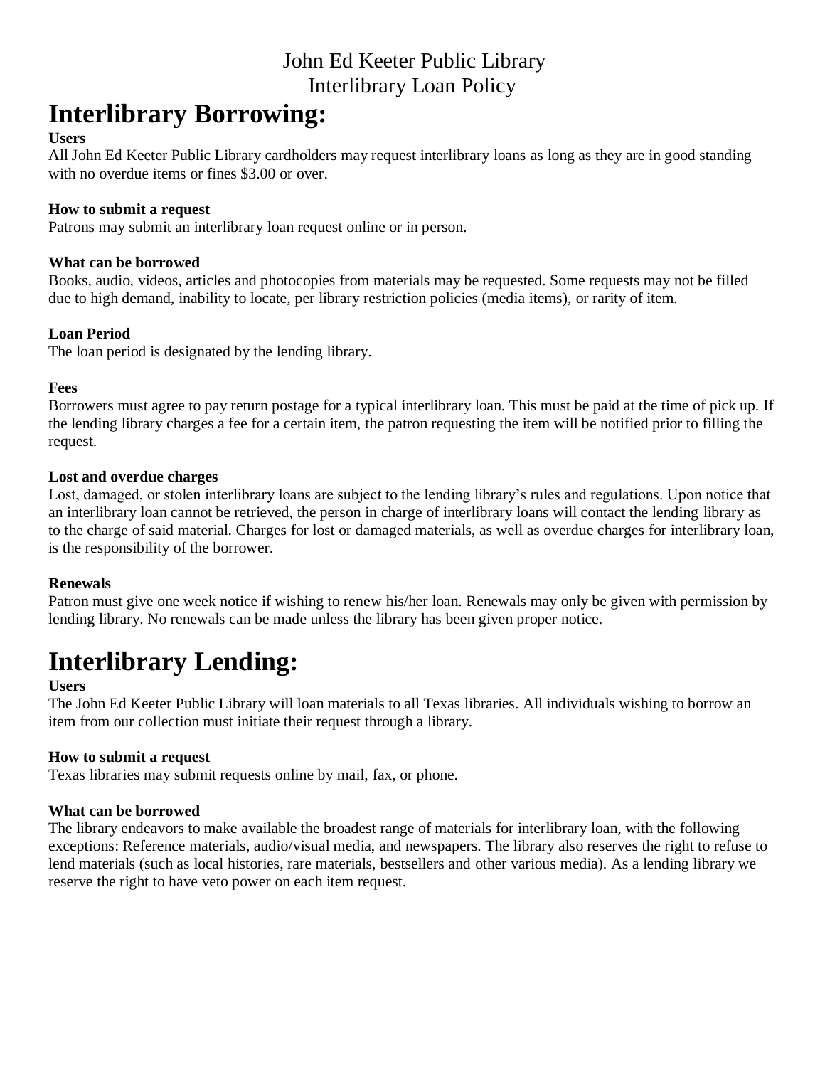John Ed Keeter Public Library
Interlibrary Loan Policy

# Interlibrary Borrowing:

**Users**
All John Ed Keeter Public Library cardholders may request interlibrary loans as long as they are in good standing with no overdue items or fines $3.00 or over.

**How to submit a request**
Patrons may submit an interlibrary loan request online or in person.

**What can be borrowed**
Books, audio, videos, articles and photocopies from materials may be requested. Some requests may not be filled due to high demand, inability to locate, per library restriction policies (media items), or rarity of item.

**Loan Period**
The loan period is designated by the lending library.

**Fees**
Borrowers must agree to pay return postage for a typical interlibrary loan. This must be paid at the time of pick up. If the lending library charges a fee for a certain item, the patron requesting the item will be notified prior to filling the request.

**Lost and overdue charges**
Lost, damaged, or stolen interlibrary loans are subject to the lending library's rules and regulations. Upon notice that an interlibrary loan cannot be retrieved, the person in charge of interlibrary loans will contact the lending library as to the charge of said material. Charges for lost or damaged materials, as well as overdue charges for interlibrary loan, is the responsibility of the borrower.

**Renewals**
Patron must give one week notice if wishing to renew his/her loan. Renewals may only be given with permission by lending library. No renewals can be made unless the library has been given proper notice.

# Interlibrary Lending:

**Users**
The John Ed Keeter Public Library will loan materials to all Texas libraries. All individuals wishing to borrow an item from our collection must initiate their request through a library.

**How to submit a request**
Texas libraries may submit requests online by mail, fax, or phone.

**What can be borrowed**
The library endeavors to make available the broadest range of materials for interlibrary loan, with the following exceptions: Reference materials, audio/visual media, and newspapers. The library also reserves the right to refuse to lend materials (such as local histories, rare materials, bestsellers and other various media). As a lending library we reserve the right to have veto power on each item request.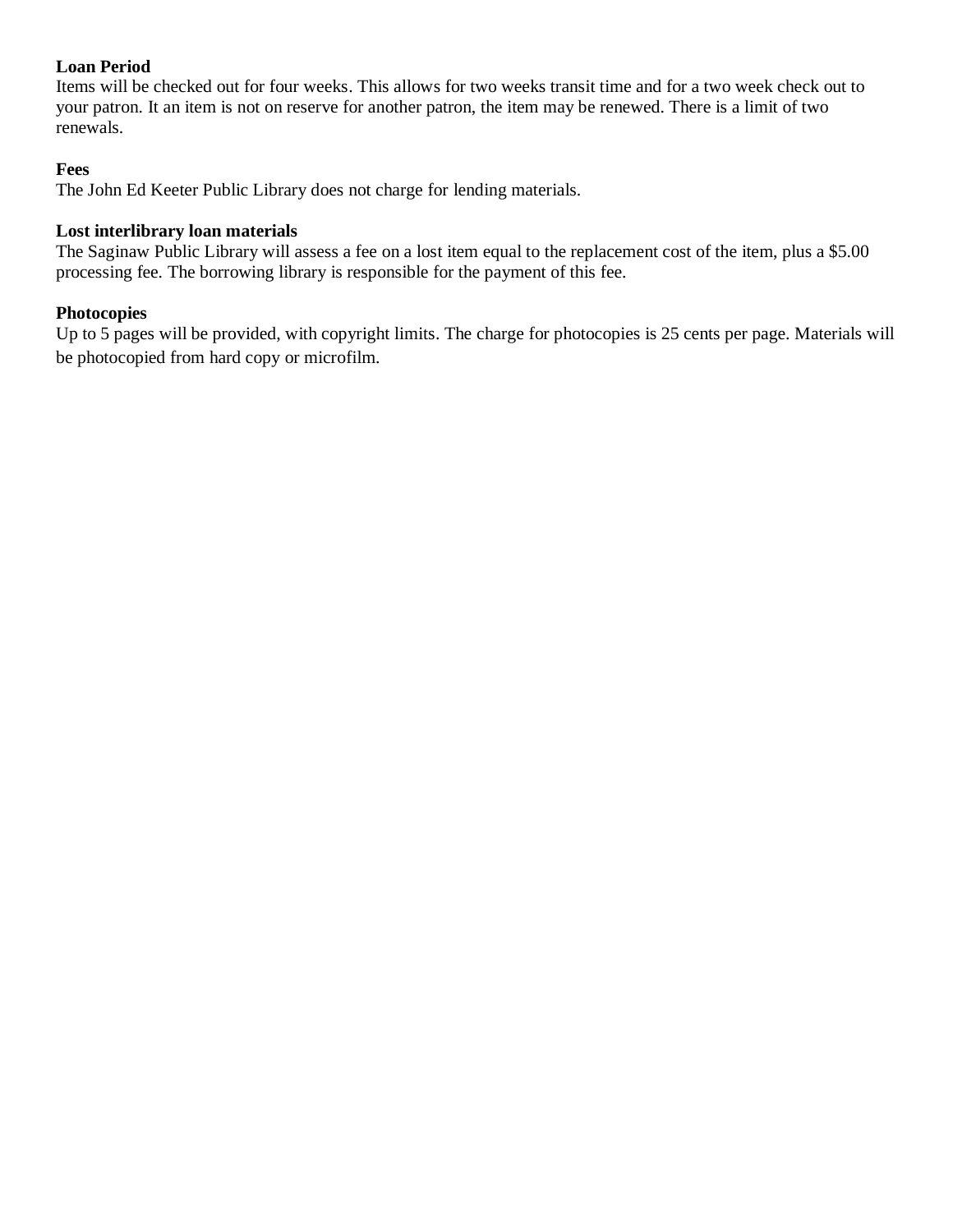**Loan Period**
Items will be checked out for four weeks. This allows for two weeks transit time and for a two week check out to your patron. It an item is not on reserve for another patron, the item may be renewed. There is a limit of two renewals.

**Fees**
The John Ed Keeter Public Library does not charge for lending materials.

**Lost interlibrary loan materials**
The Saginaw Public Library will assess a fee on a lost item equal to the replacement cost of the item, plus a $5.00 processing fee. The borrowing library is responsible for the payment of this fee.

**Photocopies**
Up to 5 pages will be provided, with copyright limits. The charge for photocopies is 25 cents per page. Materials will be photocopied from hard copy or microfilm.